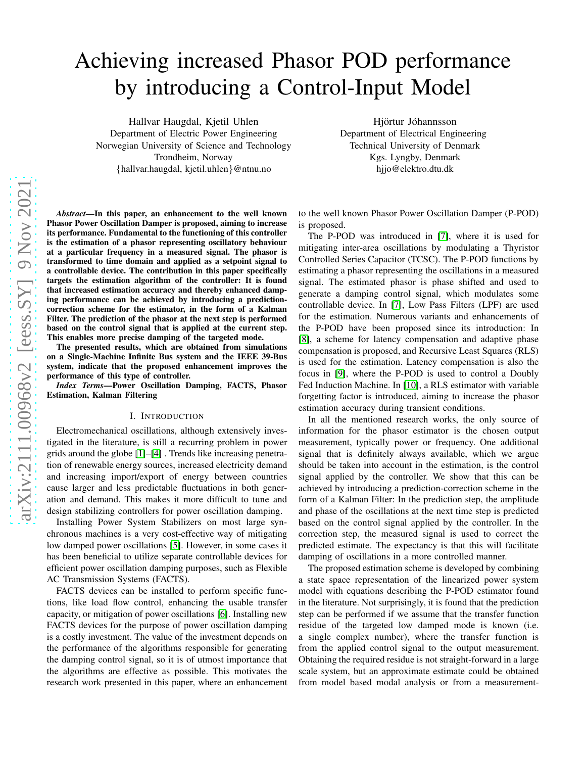# Achieving increased Phasor POD performance by introducing a Control-Input Model

Hallvar Haugdal, Kjetil Uhlen
Department of Electric Power Engineering
Norwegian University of Science and Technology
Trondheim, Norway
{hallvar.haugdal, kjetil.uhlen}@ntnu.no

Hjörtur Jóhannsson
Department of Electrical Engineering
Technical University of Denmark
Kgs. Lyngby, Denmark
hjjo@elektro.dtu.dk

***Abstract*—In this paper, an enhancement to the well known Phasor Power Oscillation Damper is proposed, aiming to increase its performance. Fundamental to the functioning of this controller is the estimation of a phasor representing oscillatory behaviour at a particular frequency in a measured signal. The phasor is transformed to time domain and applied as a setpoint signal to a controllable device. The contribution in this paper specifically targets the estimation algorithm of the controller: It is found that increased estimation accuracy and thereby enhanced damping performance can be achieved by introducing a prediction-correction scheme for the estimator, in the form of a Kalman Filter. The prediction of the phasor at the next step is performed based on the control signal that is applied at the current step. This enables more precise damping of the targeted mode.**

**The presented results, which are obtained from simulations on a Single-Machine Infinite Bus system and the IEEE 39-Bus system, indicate that the proposed enhancement improves the performance of this type of controller.**

***Index Terms*—Power Oscillation Damping, FACTS, Phasor Estimation, Kalman Filtering**

## I. Introduction

Electromechanical oscillations, although extensively investigated in the literature, is still a recurring problem in power grids around the globe [1]–[4] . Trends like increasing penetration of renewable energy sources, increased electricity demand and increasing import/export of energy between countries cause larger and less predictable fluctuations in both generation and demand. This makes it more difficult to tune and design stabilizing controllers for power oscillation damping.

Installing Power System Stabilizers on most large synchronous machines is a very cost-effective way of mitigating low damped power oscillations [5]. However, in some cases it has been beneficial to utilize separate controllable devices for efficient power oscillation damping purposes, such as Flexible AC Transmission Systems (FACTS).

FACTS devices can be installed to perform specific functions, like load flow control, enhancing the usable transfer capacity, or mitigation of power oscillations [6]. Installing new FACTS devices for the purpose of power oscillation damping is a costly investment. The value of the investment depends on the performance of the algorithms responsible for generating the damping control signal, so it is of utmost importance that the algorithms are effective as possible. This motivates the research work presented in this paper, where an enhancement to the well known Phasor Power Oscillation Damper (P-POD) is proposed.

The P-POD was introduced in [7], where it is used for mitigating inter-area oscillations by modulating a Thyristor Controlled Series Capacitor (TCSC). The P-POD functions by estimating a phasor representing the oscillations in a measured signal. The estimated phasor is phase shifted and used to generate a damping control signal, which modulates some controllable device. In [7], Low Pass Filters (LPF) are used for the estimation. Numerous variants and enhancements of the P-POD have been proposed since its introduction: In [8], a scheme for latency compensation and adaptive phase compensation is proposed, and Recursive Least Squares (RLS) is used for the estimation. Latency compensation is also the focus in [9], where the P-POD is used to control a Doubly Fed Induction Machine. In [10], a RLS estimator with variable forgetting factor is introduced, aiming to increase the phasor estimation accuracy during transient conditions.

In all the mentioned research works, the only source of information for the phasor estimator is the chosen output measurement, typically power or frequency. One additional signal that is definitely always available, which we argue should be taken into account in the estimation, is the control signal applied by the controller. We show that this can be achieved by introducing a prediction-correction scheme in the form of a Kalman Filter: In the prediction step, the amplitude and phase of the oscillations at the next time step is predicted based on the control signal applied by the controller. In the correction step, the measured signal is used to correct the predicted estimate. The expectancy is that this will facilitate damping of oscillations in a more controlled manner.

The proposed estimation scheme is developed by combining a state space representation of the linearized power system model with equations describing the P-POD estimator found in the literature. Not surprisingly, it is found that the prediction step can be performed if we assume that the transfer function residue of the targeted low damped mode is known (i.e. a single complex number), where the transfer function is from the applied control signal to the output measurement. Obtaining the required residue is not straight-forward in a large scale system, but an approximate estimate could be obtained from model based modal analysis or from a measurement-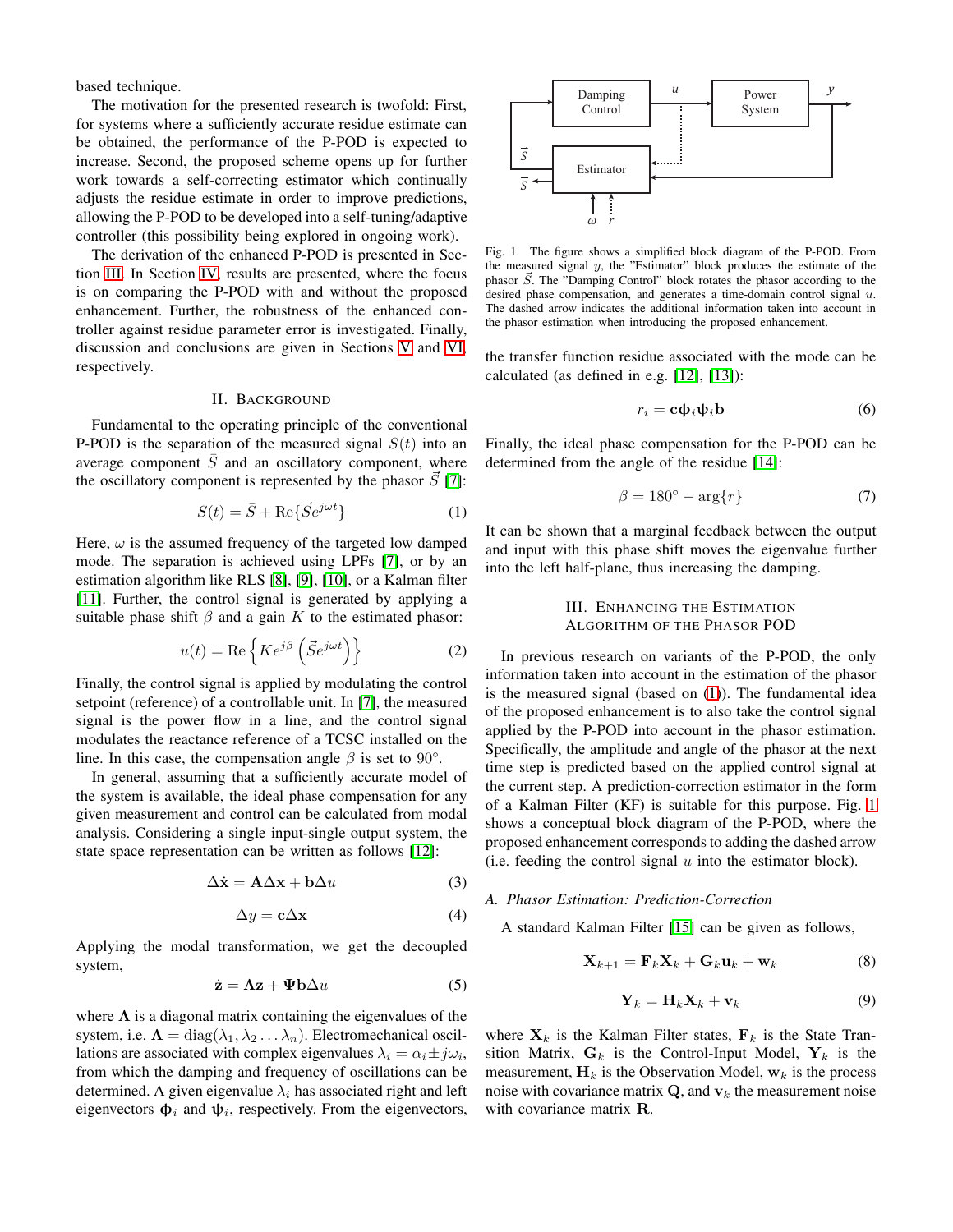based technique.

The motivation for the presented research is twofold: First, for systems where a sufficiently accurate residue estimate can be obtained, the performance of the P-POD is expected to increase. Second, the proposed scheme opens up for further work towards a self-correcting estimator which continually adjusts the residue estimate in order to improve predictions, allowing the P-POD to be developed into a self-tuning/adaptive controller (this possibility being explored in ongoing work).

The derivation of the enhanced P-POD is presented in Section III. In Section IV, results are presented, where the focus is on comparing the P-POD with and without the proposed enhancement. Further, the robustness of the enhanced controller against residue parameter error is investigated. Finally, discussion and conclusions are given in Sections V and VI, respectively.

## II. Background

Fundamental to the operating principle of the conventional P-POD is the separation of the measured signal $S(t)$ into an average component $\bar{S}$ and an oscillatory component, where the oscillatory component is represented by the phasor $\vec{S}$ [7]:

$$S(t) = \bar{S} + \mathrm{Re}\{\vec{S}e^{j\omega t}\} \tag{1}$$

Here, $\omega$ is the assumed frequency of the targeted low damped mode. The separation is achieved using LPFs [7], or by an estimation algorithm like RLS [8], [9], [10], or a Kalman filter [11]. Further, the control signal is generated by applying a suitable phase shift $\beta$ and a gain $K$ to the estimated phasor:

$$u(t) = \mathrm{Re}\left\{Ke^{j\beta}\left(\vec{S}e^{j\omega t}\right)\right\} \tag{2}$$

Finally, the control signal is applied by modulating the control setpoint (reference) of a controllable unit. In [7], the measured signal is the power flow in a line, and the control signal modulates the reactance reference of a TCSC installed on the line. In this case, the compensation angle $\beta$ is set to $90°$.

In general, assuming that a sufficiently accurate model of the system is available, the ideal phase compensation for any given measurement and control can be calculated from modal analysis. Considering a single input-single output system, the state space representation can be written as follows [12]:

$$\Delta\dot{\mathbf{x}} = \mathbf{A}\Delta\mathbf{x} + \mathbf{b}\Delta u \tag{3}$$

$$\Delta y = \mathbf{c}\Delta\mathbf{x} \tag{4}$$

Applying the modal transformation, we get the decoupled system,

$$\dot{\mathbf{z}} = \mathbf{\Lambda}\mathbf{z} + \mathbf{\Psi}\mathbf{b}\Delta u \tag{5}$$

where $\mathbf{\Lambda}$ is a diagonal matrix containing the eigenvalues of the system, i.e. $\mathbf{\Lambda} = \mathrm{diag}(\lambda_1, \lambda_2 \dots \lambda_n)$. Electromechanical oscillations are associated with complex eigenvalues $\lambda_i = \alpha_i \pm j\omega_i$, from which the damping and frequency of oscillations can be determined. A given eigenvalue $\lambda_i$ has associated right and left eigenvectors $\boldsymbol{\phi}_i$ and $\boldsymbol{\psi}_i$, respectively. From the eigenvectors, the transfer function residue associated with the mode can be calculated (as defined in e.g. [12], [13]):

$$r_i = \mathbf{c}\boldsymbol{\phi}_i\boldsymbol{\psi}_i\mathbf{b} \tag{6}$$

Finally, the ideal phase compensation for the P-POD can be determined from the angle of the residue [14]:

$$\beta = 180° - \arg\{r\} \tag{7}$$

It can be shown that a marginal feedback between the output and input with this phase shift moves the eigenvalue further into the left half-plane, thus increasing the damping.

Fig. 1. The figure shows a simplified block diagram of the P-POD. From the measured signal $y$, the "Estimator" block produces the estimate of the phasor $\vec{S}$. The "Damping Control" block rotates the phasor according to the desired phase compensation, and generates a time-domain control signal $u$. The dashed arrow indicates the additional information taken into account in the phasor estimation when introducing the proposed enhancement.

## III. Enhancing the Estimation Algorithm of the Phasor POD

In previous research on variants of the P-POD, the only information taken into account in the estimation of the phasor is the measured signal (based on (1)). The fundamental idea of the proposed enhancement is to also take the control signal applied by the P-POD into account in the phasor estimation. Specifically, the amplitude and angle of the phasor at the next time step is predicted based on the applied control signal at the current step. A prediction-correction estimator in the form of a Kalman Filter (KF) is suitable for this purpose. Fig. 1 shows a conceptual block diagram of the P-POD, where the proposed enhancement corresponds to adding the dashed arrow (i.e. feeding the control signal $u$ into the estimator block).

### A. Phasor Estimation: Prediction-Correction

A standard Kalman Filter [15] can be given as follows,

$$\mathbf{X}_{k+1} = \mathbf{F}_k\mathbf{X}_k + \mathbf{G}_k\mathbf{u}_k + \mathbf{w}_k \tag{8}$$

$$\mathbf{Y}_k = \mathbf{H}_k\mathbf{X}_k + \mathbf{v}_k \tag{9}$$

where $\mathbf{X}_k$ is the Kalman Filter states, $\mathbf{F}_k$ is the State Transition Matrix, $\mathbf{G}_k$ is the Control-Input Model, $\mathbf{Y}_k$ is the measurement, $\mathbf{H}_k$ is the Observation Model, $\mathbf{w}_k$ is the process noise with covariance matrix $\mathbf{Q}$, and $\mathbf{v}_k$ the measurement noise with covariance matrix $\mathbf{R}$.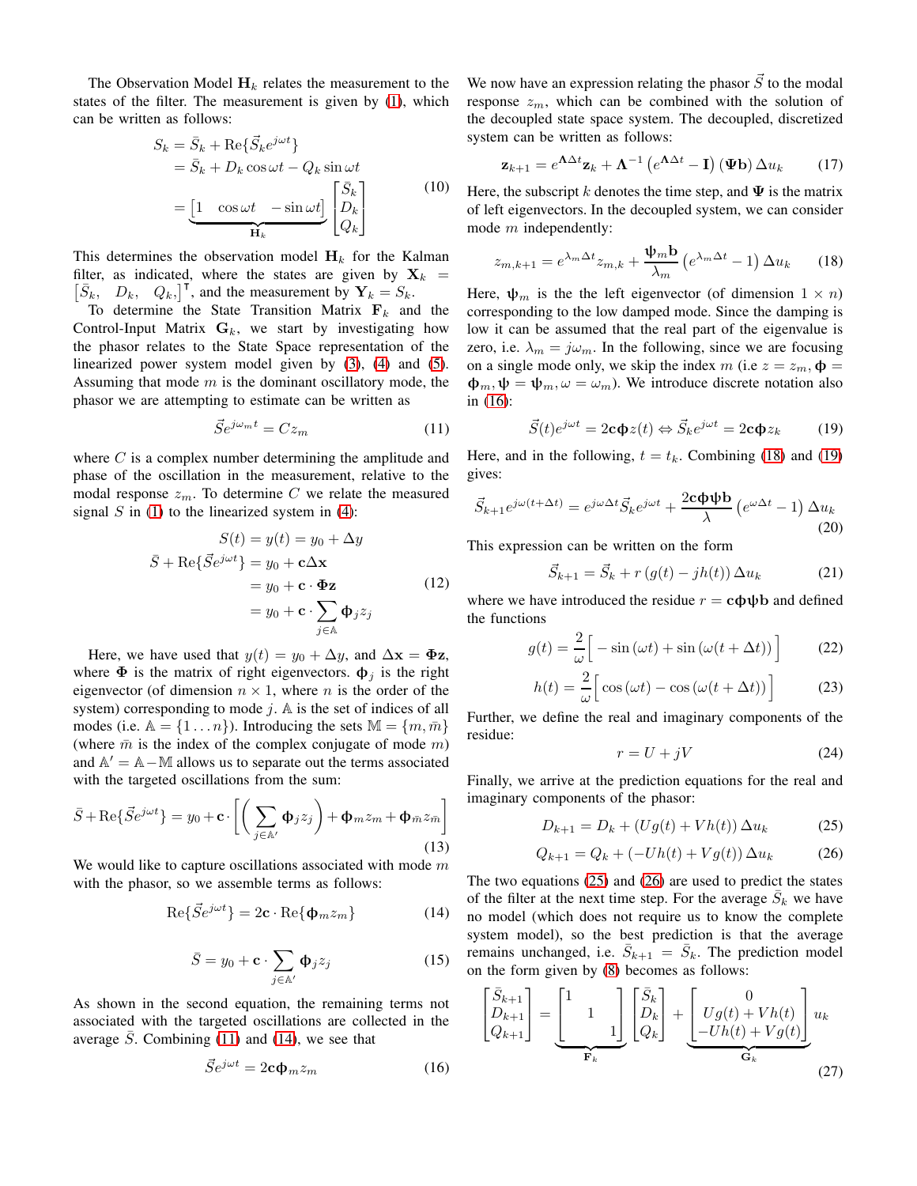The Observation Model $\mathbf{H}_k$ relates the measurement to the states of the filter. The measurement is given by (1), which can be written as follows:

$$
\begin{aligned}
S_k &= \bar{S}_k + \mathrm{Re}\{\vec{S}_k e^{j\omega t}\} \\
&= \bar{S}_k + D_k \cos\omega t - Q_k \sin\omega t \\
&= \underbrace{\begin{bmatrix} 1 & \cos\omega t & -\sin\omega t \end{bmatrix}}_{\mathbf{H}_k} \begin{bmatrix} \bar{S}_k \\ D_k \\ Q_k \end{bmatrix}
\end{aligned} \tag{10}
$$

This determines the observation model $\mathbf{H}_k$ for the Kalman filter, as indicated, where the states are given by $\mathbf{X}_k = \begin{bmatrix} \bar{S}_k, & D_k, & Q_k, \end{bmatrix}^\intercal$, and the measurement by $\mathbf{Y}_k = S_k$.

To determine the State Transition Matrix $\mathbf{F}_k$ and the Control-Input Matrix $\mathbf{G}_k$, we start by investigating how the phasor relates to the State Space representation of the linearized power system model given by (3), (4) and (5). Assuming that mode $m$ is the dominant oscillatory mode, the phasor we are attempting to estimate can be written as

$$
\vec{S} e^{j\omega_m t} = C z_m \tag{11}
$$

where $C$ is a complex number determining the amplitude and phase of the oscillation in the measurement, relative to the modal response $z_m$. To determine $C$ we relate the measured signal $S$ in (1) to the linearized system in (4):

$$
\begin{aligned}
S(t) &= y(t) = y_0 + \Delta y \\
\bar{S} + \mathrm{Re}\{\vec{S} e^{j\omega t}\} &= y_0 + \mathbf{c}\Delta\mathbf{x} \\
&= y_0 + \mathbf{c} \cdot \mathbf{\Phi}\mathbf{z} \\
&= y_0 + \mathbf{c} \cdot \sum_{j \in \mathbb{A}} \boldsymbol{\phi}_j z_j
\end{aligned} \tag{12}
$$

Here, we have used that $y(t) = y_0 + \Delta y$, and $\Delta\mathbf{x} = \mathbf{\Phi}\mathbf{z}$, where $\mathbf{\Phi}$ is the matrix of right eigenvectors. $\boldsymbol{\phi}_j$ is the right eigenvector (of dimension $n \times 1$, where $n$ is the order of the system) corresponding to mode $j$. $\mathbb{A}$ is the set of indices of all modes (i.e. $\mathbb{A} = \{1 \dots n\}$). Introducing the sets $\mathbb{M} = \{m, \bar{m}\}$ (where $\bar{m}$ is the index of the complex conjugate of mode $m$) and $\mathbb{A}' = \mathbb{A} - \mathbb{M}$ allows us to separate out the terms associated with the targeted oscillations from the sum:

$$
\bar{S} + \mathrm{Re}\{\vec{S} e^{j\omega t}\} = y_0 + \mathbf{c} \cdot \left[ \left( \sum_{j \in \mathbb{A}'} \boldsymbol{\phi}_j z_j \right) + \boldsymbol{\phi}_m z_m + \boldsymbol{\phi}_{\bar{m}} z_{\bar{m}} \right] \tag{13}
$$

We would like to capture oscillations associated with mode $m$ with the phasor, so we assemble terms as follows:

$$
\mathrm{Re}\{\vec{S} e^{j\omega t}\} = 2\mathbf{c} \cdot \mathrm{Re}\{\boldsymbol{\phi}_m z_m\} \tag{14}
$$

$$
\bar{S} = y_0 + \mathbf{c} \cdot \sum_{j \in \mathbb{A}'} \boldsymbol{\phi}_j z_j \tag{15}
$$

As shown in the second equation, the remaining terms not associated with the targeted oscillations are collected in the average $\bar{S}$. Combining (11) and (14), we see that

$$
\vec{S} e^{j\omega t} = 2\mathbf{c}\boldsymbol{\phi}_m z_m \tag{16}
$$

We now have an expression relating the phasor $\vec{S}$ to the modal response $z_m$, which can be combined with the solution of the decoupled state space system. The decoupled, discretized system can be written as follows:

$$
\mathbf{z}_{k+1} = e^{\mathbf{\Lambda}\Delta t}\mathbf{z}_k + \mathbf{\Lambda}^{-1}\left(e^{\mathbf{\Lambda}\Delta t} - \mathbf{I}\right)(\mathbf{\Psi}\mathbf{b})\,\Delta u_k \tag{17}
$$

Here, the subscript $k$ denotes the time step, and $\mathbf{\Psi}$ is the matrix of left eigenvectors. In the decoupled system, we can consider mode $m$ independently:

$$
z_{m,k+1} = e^{\lambda_m \Delta t} z_{m,k} + \frac{\boldsymbol{\psi}_m \mathbf{b}}{\lambda_m}\left(e^{\lambda_m \Delta t} - 1\right)\Delta u_k \tag{18}
$$

Here, $\boldsymbol{\psi}_m$ is the the left eigenvector (of dimension $1 \times n$) corresponding to the low damped mode. Since the damping is low it can be assumed that the real part of the eigenvalue is zero, i.e. $\lambda_m = j\omega_m$. In the following, since we are focusing on a single mode only, we skip the index $m$ (i.e $z = z_m, \boldsymbol{\phi} = \boldsymbol{\phi}_m, \boldsymbol{\psi} = \boldsymbol{\psi}_m, \omega = \omega_m$). We introduce discrete notation also in (16):

$$
\vec{S}(t) e^{j\omega t} = 2\mathbf{c}\boldsymbol{\phi} z(t) \Leftrightarrow \vec{S}_k e^{j\omega t} = 2\mathbf{c}\boldsymbol{\phi} z_k \tag{19}
$$

Here, and in the following, $t = t_k$. Combining (18) and (19) gives:

$$
\vec{S}_{k+1} e^{j\omega(t+\Delta t)} = e^{j\omega\Delta t}\vec{S}_k e^{j\omega t} + \frac{2\mathbf{c}\boldsymbol{\phi}\boldsymbol{\psi}\mathbf{b}}{\lambda}\left(e^{\omega\Delta t} - 1\right)\Delta u_k \tag{20}
$$

This expression can be written on the form

$$
\vec{S}_{k+1} = \vec{S}_k + r\,(g(t) - jh(t))\,\Delta u_k \tag{21}
$$

where we have introduced the residue $r = \mathbf{c}\boldsymbol{\phi}\boldsymbol{\psi}\mathbf{b}$ and defined the functions

$$
g(t) = \frac{2}{\omega}\Big[ -\sin(\omega t) + \sin(\omega(t + \Delta t)) \Big] \tag{22}
$$

$$
h(t) = \frac{2}{\omega}\Big[ \cos(\omega t) - \cos(\omega(t + \Delta t)) \Big] \tag{23}
$$

Further, we define the real and imaginary components of the residue:

$$
r = U + jV \tag{24}
$$

Finally, we arrive at the prediction equations for the real and imaginary components of the phasor:

$$
D_{k+1} = D_k + (Ug(t) + Vh(t))\,\Delta u_k \tag{25}
$$

$$
Q_{k+1} = Q_k + (-Uh(t) + Vg(t))\,\Delta u_k \tag{26}
$$

The two equations (25) and (26) are used to predict the states of the filter at the next time step. For the average $\bar{S}_k$ we have no model (which does not require us to know the complete system model), so the best prediction is that the average remains unchanged, i.e. $\bar{S}_{k+1} = \bar{S}_k$. The prediction model on the form given by (8) becomes as follows:

$$
\begin{bmatrix} \bar{S}_{k+1} \\ D_{k+1} \\ Q_{k+1} \end{bmatrix} = \underbrace{\begin{bmatrix} 1 & & \\ & 1 & \\ & & 1 \end{bmatrix}}_{\mathbf{F}_k} \begin{bmatrix} \bar{S}_k \\ D_k \\ Q_k \end{bmatrix} + \underbrace{\begin{bmatrix} 0 \\ Ug(t) + Vh(t) \\ -Uh(t) + Vg(t) \end{bmatrix}}_{\mathbf{G}_k} u_k \tag{27}
$$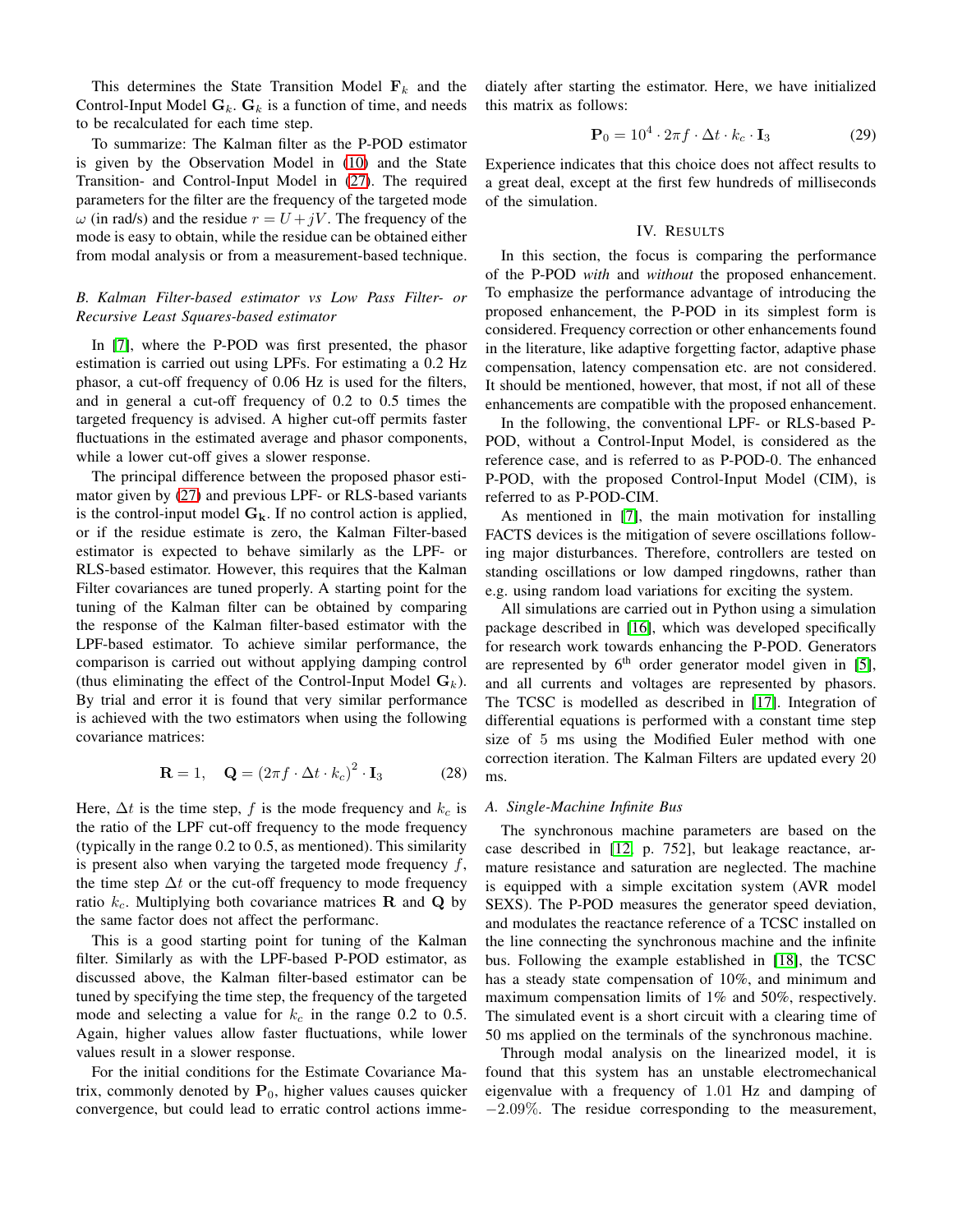This determines the State Transition Model $\mathbf{F}_k$ and the Control-Input Model $\mathbf{G}_k$. $\mathbf{G}_k$ is a function of time, and needs to be recalculated for each time step.

To summarize: The Kalman filter as the P-POD estimator is given by the Observation Model in (10) and the State Transition- and Control-Input Model in (27). The required parameters for the filter are the frequency of the targeted mode $\omega$ (in rad/s) and the residue $r = U + jV$. The frequency of the mode is easy to obtain, while the residue can be obtained either from modal analysis or from a measurement-based technique.

### B. Kalman Filter-based estimator vs Low Pass Filter- or Recursive Least Squares-based estimator

In [7], where the P-POD was first presented, the phasor estimation is carried out using LPFs. For estimating a 0.2 Hz phasor, a cut-off frequency of 0.06 Hz is used for the filters, and in general a cut-off frequency of 0.2 to 0.5 times the targeted frequency is advised. A higher cut-off permits faster fluctuations in the estimated average and phasor components, while a lower cut-off gives a slower response.

The principal difference between the proposed phasor estimator given by (27) and previous LPF- or RLS-based variants is the control-input model $\mathbf{G_k}$. If no control action is applied, or if the residue estimate is zero, the Kalman Filter-based estimator is expected to behave similarly as the LPF- or RLS-based estimator. However, this requires that the Kalman Filter covariances are tuned properly. A starting point for the tuning of the Kalman filter can be obtained by comparing the response of the Kalman filter-based estimator with the LPF-based estimator. To achieve similar performance, the comparison is carried out without applying damping control (thus eliminating the effect of the Control-Input Model $\mathbf{G}_k$). By trial and error it is found that very similar performance is achieved with the two estimators when using the following covariance matrices:

$$\mathbf{R} = 1, \quad \mathbf{Q} = \left(2\pi f \cdot \Delta t \cdot k_c\right)^2 \cdot \mathbf{I}_3 \tag{28}$$

Here, $\Delta t$ is the time step, $f$ is the mode frequency and $k_c$ is the ratio of the LPF cut-off frequency to the mode frequency (typically in the range 0.2 to 0.5, as mentioned). This similarity is present also when varying the targeted mode frequency $f$, the time step $\Delta t$ or the cut-off frequency to mode frequency ratio $k_c$. Multiplying both covariance matrices $\mathbf{R}$ and $\mathbf{Q}$ by the same factor does not affect the performanc.

This is a good starting point for tuning of the Kalman filter. Similarly as with the LPF-based P-POD estimator, as discussed above, the Kalman filter-based estimator can be tuned by specifying the time step, the frequency of the targeted mode and selecting a value for $k_c$ in the range 0.2 to 0.5. Again, higher values allow faster fluctuations, while lower values result in a slower response.

For the initial conditions for the Estimate Covariance Matrix, commonly denoted by $\mathbf{P}_0$, higher values causes quicker convergence, but could lead to erratic control actions immediately after starting the estimator. Here, we have initialized this matrix as follows:

$$\mathbf{P}_0 = 10^4 \cdot 2\pi f \cdot \Delta t \cdot k_c \cdot \mathbf{I}_3 \tag{29}$$

Experience indicates that this choice does not affect results to a great deal, except at the first few hundreds of milliseconds of the simulation.

## IV. Results

In this section, the focus is comparing the performance of the P-POD *with* and *without* the proposed enhancement. To emphasize the performance advantage of introducing the proposed enhancement, the P-POD in its simplest form is considered. Frequency correction or other enhancements found in the literature, like adaptive forgetting factor, adaptive phase compensation, latency compensation etc. are not considered. It should be mentioned, however, that most, if not all of these enhancements are compatible with the proposed enhancement.

In the following, the conventional LPF- or RLS-based P-POD, without a Control-Input Model, is considered as the reference case, and is referred to as P-POD-0. The enhanced P-POD, with the proposed Control-Input Model (CIM), is referred to as P-POD-CIM.

As mentioned in [7], the main motivation for installing FACTS devices is the mitigation of severe oscillations following major disturbances. Therefore, controllers are tested on standing oscillations or low damped ringdowns, rather than e.g. using random load variations for exciting the system.

All simulations are carried out in Python using a simulation package described in [16], which was developed specifically for research work towards enhancing the P-POD. Generators are represented by 6$^{\text{th}}$ order generator model given in [5], and all currents and voltages are represented by phasors. The TCSC is modelled as described in [17]. Integration of differential equations is performed with a constant time step size of 5 ms using the Modified Euler method with one correction iteration. The Kalman Filters are updated every 20 ms.

### A. Single-Machine Infinite Bus

The synchronous machine parameters are based on the case described in [12, p. 752], but leakage reactance, armature resistance and saturation are neglected. The machine is equipped with a simple excitation system (AVR model SEXS). The P-POD measures the generator speed deviation, and modulates the reactance reference of a TCSC installed on the line connecting the synchronous machine and the infinite bus. Following the example established in [18], the TCSC has a steady state compensation of 10%, and minimum and maximum compensation limits of 1% and 50%, respectively. The simulated event is a short circuit with a clearing time of 50 ms applied on the terminals of the synchronous machine.

Through modal analysis on the linearized model, it is found that this system has an unstable electromechanical eigenvalue with a frequency of 1.01 Hz and damping of −2.09%. The residue corresponding to the measurement,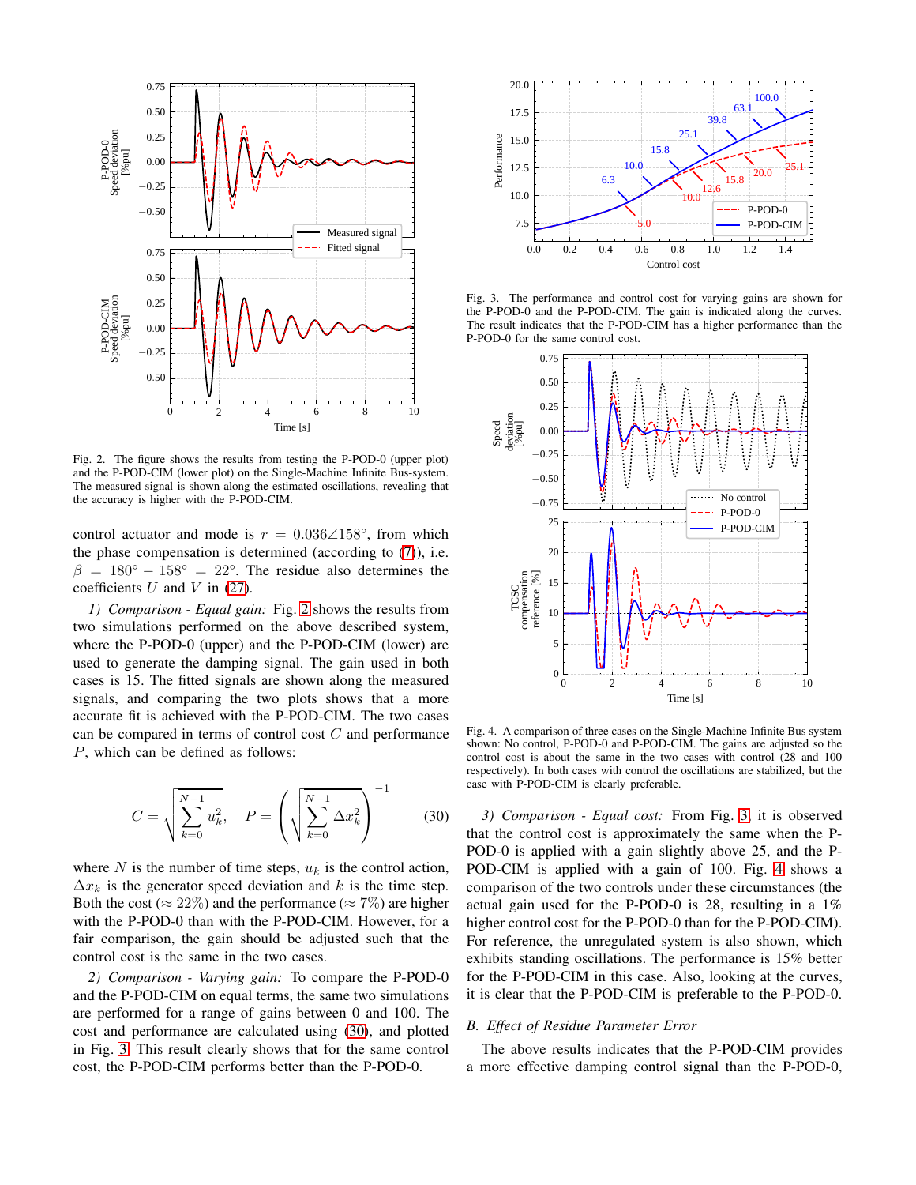Fig. 2. The figure shows the results from testing the P-POD-0 (upper plot) and the P-POD-CIM (lower plot) on the Single-Machine Infinite Bus-system. The measured signal is shown along the estimated oscillations, revealing that the accuracy is higher with the P-POD-CIM.

control actuator and mode is $r = 0.036\angle 158°$, from which the phase compensation is determined (according to (7)), i.e. $\beta = 180° - 158° = 22°$. The residue also determines the coefficients $U$ and $V$ in (27).

*1) Comparison - Equal gain:* Fig. 2 shows the results from two simulations performed on the above described system, where the P-POD-0 (upper) and the P-POD-CIM (lower) are used to generate the damping signal. The gain used in both cases is 15. The fitted signals are shown along the measured signals, and comparing the two plots shows that a more accurate fit is achieved with the P-POD-CIM. The two cases can be compared in terms of control cost $C$ and performance $P$, which can be defined as follows:

$$C = \sqrt{\sum_{k=0}^{N-1} u_k^2}, \quad P = \left(\sqrt{\sum_{k=0}^{N-1} \Delta x_k^2}\right)^{-1} \tag{30}$$

where $N$ is the number of time steps, $u_k$ is the control action, $\Delta x_k$ is the generator speed deviation and $k$ is the time step. Both the cost ($\approx 22\%$) and the performance ($\approx 7\%$) are higher with the P-POD-0 than with the P-POD-CIM. However, for a fair comparison, the gain should be adjusted such that the control cost is the same in the two cases.

*2) Comparison - Varying gain:* To compare the P-POD-0 and the P-POD-CIM on equal terms, the same two simulations are performed for a range of gains between 0 and 100. The cost and performance are calculated using (30), and plotted in Fig. 3. This result clearly shows that for the same control cost, the P-POD-CIM performs better than the P-POD-0.

Fig. 3. The performance and control cost for varying gains are shown for the P-POD-0 and the P-POD-CIM. The gain is indicated along the curves. The result indicates that the P-POD-CIM has a higher performance than the P-POD-0 for the same control cost.

Fig. 4. A comparison of three cases on the Single-Machine Infinite Bus system shown: No control, P-POD-0 and P-POD-CIM. The gains are adjusted so the control cost is about the same in the two cases with control (28 and 100 respectively). In both cases with control the oscillations are stabilized, but the case with P-POD-CIM is clearly preferable.

*3) Comparison - Equal cost:* From Fig. 3, it is observed that the control cost is approximately the same when the P-POD-0 is applied with a gain slightly above 25, and the P-POD-CIM is applied with a gain of 100. Fig. 4 shows a comparison of the two controls under these circumstances (the actual gain used for the P-POD-0 is 28, resulting in a 1% higher control cost for the P-POD-0 than for the P-POD-CIM). For reference, the unregulated system is also shown, which exhibits standing oscillations. The performance is 15% better for the P-POD-CIM in this case. Also, looking at the curves, it is clear that the P-POD-CIM is preferable to the P-POD-0.

### B. *Effect of Residue Parameter Error*

The above results indicates that the P-POD-CIM provides a more effective damping control signal than the P-POD-0,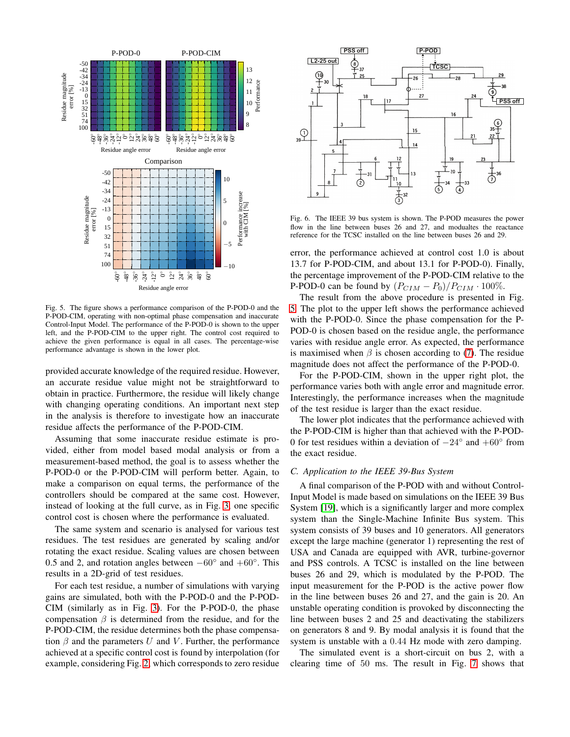Fig. 5. The figure shows a performance comparison of the P-POD-0 and the P-POD-CIM, operating with non-optimal phase compensation and inaccurate Control-Input Model. The performance of the P-POD-0 is shown to the upper left, and the P-POD-CIM to the upper right. The control cost required to achieve the given performance is equal in all cases. The percentage-wise performance advantage is shown in the lower plot.

provided accurate knowledge of the required residue. However, an accurate residue value might not be straightforward to obtain in practice. Furthermore, the residue will likely change with changing operating conditions. An important next step in the analysis is therefore to investigate how an inaccurate residue affects the performance of the P-POD-CIM.

Assuming that some inaccurate residue estimate is provided, either from model based modal analysis or from a measurement-based method, the goal is to assess whether the P-POD-0 or the P-POD-CIM will perform better. Again, to make a comparison on equal terms, the performance of the controllers should be compared at the same cost. However, instead of looking at the full curve, as in Fig. 3, one specific control cost is chosen where the performance is evaluated.

The same system and scenario is analysed for various test residues. The test residues are generated by scaling and/or rotating the exact residue. Scaling values are chosen between 0.5 and 2, and rotation angles between $-60^\circ$ and $+60^\circ$. This results in a 2D-grid of test residues.

For each test residue, a number of simulations with varying gains are simulated, both with the P-POD-0 and the P-POD-CIM (similarly as in Fig. 3). For the P-POD-0, the phase compensation $\beta$ is determined from the residue, and for the P-POD-CIM, the residue determines both the phase compensation $\beta$ and the parameters $U$ and $V$. Further, the performance achieved at a specific control cost is found by interpolation (for example, considering Fig. 2, which corresponds to zero residue error, the performance achieved at control cost 1.0 is about 13.7 for P-POD-CIM, and about 13.1 for P-POD-0). Finally, the percentage improvement of the P-POD-CIM relative to the P-POD-0 can be found by $(P_{CIM} - P_0)/P_{CIM} \cdot 100\%$.

The result from the above procedure is presented in Fig. 5. The plot to the upper left shows the performance achieved with the P-POD-0. Since the phase compensation for the P-POD-0 is chosen based on the residue angle, the performance varies with residue angle error. As expected, the performance is maximised when $\beta$ is chosen according to (7). The residue magnitude does not affect the performance of the P-POD-0.

For the P-POD-CIM, shown in the upper right plot, the performance varies both with angle error and magnitude error. Interestingly, the performance increases when the magnitude of the test residue is larger than the exact residue.

The lower plot indicates that the performance achieved with the P-POD-CIM is higher than that achieved with the P-POD-0 for test residues within a deviation of $-24^\circ$ and $+60^\circ$ from the exact residue.

Fig. 6. The IEEE 39 bus system is shown. The P-POD measures the power flow in the line between buses 26 and 27, and modualtes the reactance reference for the TCSC installed on the line between buses 26 and 29.

### C. Application to the IEEE 39-Bus System

A final comparison of the P-POD with and without Control-Input Model is made based on simulations on the IEEE 39 Bus System [19], which is a significantly larger and more complex system than the Single-Machine Infinite Bus system. This system consists of 39 buses and 10 generators. All generators except the large machine (generator 1) representing the rest of USA and Canada are equipped with AVR, turbine-governor and PSS controls. A TCSC is installed on the line between buses 26 and 29, which is modulated by the P-POD. The input measurement for the P-POD is the active power flow in the line between buses 26 and 27, and the gain is 20. An unstable operating condition is provoked by disconnecting the line between buses 2 and 25 and deactivating the stabilizers on generators 8 and 9. By modal analysis it is found that the system is unstable with a 0.44 Hz mode with zero damping.

The simulated event is a short-circuit on bus 2, with a clearing time of 50 ms. The result in Fig. 7 shows that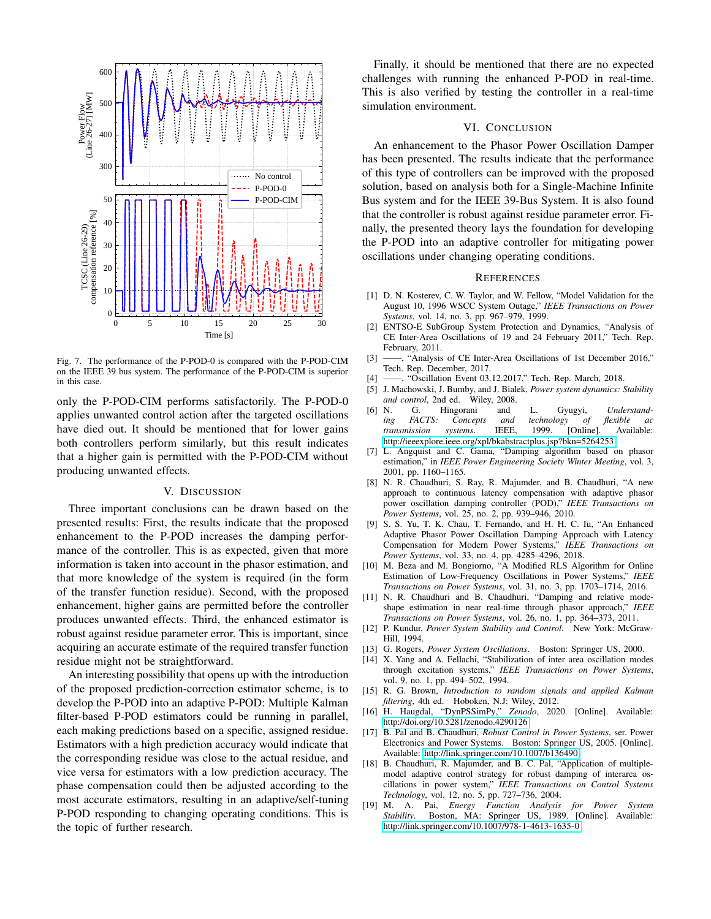Power Flow (Line 26-27) [MW]

600

500

400

300

No control

P-POD-0

P-POD-CIM

TCSC (Line 26-29) compensation reference [%]

50

40

30

20

10

0

0 5 10 15 20 25 30

Time [s]

Fig. 7. The performance of the P-POD-0 is compared with the P-POD-CIM on the IEEE 39 bus system. The performance of the P-POD-CIM is superior in this case.

only the P-POD-CIM performs satisfactorily. The P-POD-0 applies unwanted control action after the targeted oscillations have died out. It should be mentioned that for lower gains both controllers perform similarly, but this result indicates that a higher gain is permitted with the P-POD-CIM without producing unwanted effects.

## V. Discussion

Three important conclusions can be drawn based on the presented results: First, the results indicate that the proposed enhancement to the P-POD increases the damping performance of the controller. This is as expected, given that more information is taken into account in the phasor estimation, and that more knowledge of the system is required (in the form of the transfer function residue). Second, with the proposed enhancement, higher gains are permitted before the controller produces unwanted effects. Third, the enhanced estimator is robust against residue parameter error. This is important, since acquiring an accurate estimate of the required transfer function residue might not be straightforward.

An interesting possibility that opens up with the introduction of the proposed prediction-correction estimator scheme, is to develop the P-POD into an adaptive P-POD: Multiple Kalman filter-based P-POD estimators could be running in parallel, each making predictions based on a specific, assigned residue. Estimators with a high prediction accuracy would indicate that the corresponding residue was close to the actual residue, and vice versa for estimators with a low prediction accuracy. The phase compensation could then be adjusted according to the most accurate estimators, resulting in an adaptive/self-tuning P-POD responding to changing operating conditions. This is the topic of further research.

Finally, it should be mentioned that there are no expected challenges with running the enhanced P-POD in real-time. This is also verified by testing the controller in a real-time simulation environment.

## VI. Conclusion

An enhancement to the Phasor Power Oscillation Damper has been presented. The results indicate that the performance of this type of controllers can be improved with the proposed solution, based on analysis both for a Single-Machine Infinite Bus system and for the IEEE 39-Bus System. It is also found that the controller is robust against residue parameter error. Finally, the presented theory lays the foundation for developing the P-POD into an adaptive controller for mitigating power oscillations under changing operating conditions.

## References

[1] D. N. Kosterev, C. W. Taylor, and W. Fellow, "Model Validation for the August 10, 1996 WSCC System Outage," *IEEE Transactions on Power Systems*, vol. 14, no. 3, pp. 967–979, 1999.

[2] ENTSO-E SubGroup System Protection and Dynamics, "Analysis of CE Inter-Area Oscillations of 19 and 24 February 2011," Tech. Rep. February, 2011.

[3] ——, "Analysis of CE Inter-Area Oscillations of 1st December 2016," Tech. Rep. December, 2017.

[4] ——, "Oscillation Event 03.12.2017," Tech. Rep. March, 2018.

[5] J. Machowski, J. Bumby, and J. Bialek, *Power system dynamics: Stability and control*, 2nd ed. Wiley, 2008.

[6] N. G. Hingorani and L. Gyugyi, *Understanding FACTS: Concepts and technology of flexible ac transmission systems*. IEEE, 1999. [Online]. Available: http://ieeexplore.ieee.org/xpl/bkabstractplus.jsp?bkn=5264253

[7] L. Angquist and C. Gama, "Damping algorithm based on phasor estimation," in *IEEE Power Engineering Society Winter Meeting*, vol. 3, 2001, pp. 1160–1165.

[8] N. R. Chaudhuri, S. Ray, R. Majumder, and B. Chaudhuri, "A new approach to continuous latency compensation with adaptive phasor power oscillation damping controller (POD)," *IEEE Transactions on Power Systems*, vol. 25, no. 2, pp. 939–946, 2010.

[9] S. S. Yu, T. K. Chau, T. Fernando, and H. H. C. Iu, "An Enhanced Adaptive Phasor Power Oscillation Damping Approach with Latency Compensation for Modern Power Systems," *IEEE Transactions on Power Systems*, vol. 33, no. 4, pp. 4285–4296, 2018.

[10] M. Beza and M. Bongiorno, "A Modified RLS Algorithm for Online Estimation of Low-Frequency Oscillations in Power Systems," *IEEE Transactions on Power Systems*, vol. 31, no. 3, pp. 1703–1714, 2016.

[11] N. R. Chaudhuri and B. Chaudhuri, "Damping and relative mode-shape estimation in near real-time through phasor approach," *IEEE Transactions on Power Systems*, vol. 26, no. 1, pp. 364–373, 2011.

[12] P. Kundur, *Power System Stability and Control*. New York: McGraw-Hill, 1994.

[13] G. Rogers, *Power System Oscillations*. Boston: Springer US, 2000.

[14] X. Yang and A. Fellachi, "Stabilization of inter area oscillation modes through excitation systems," *IEEE Transactions on Power Systems*, vol. 9, no. 1, pp. 494–502, 1994.

[15] R. G. Brown, *Introduction to random signals and applied Kalman filtering*, 4th ed. Hoboken, N.J: Wiley, 2012.

[16] H. Haugdal, "DynPSSimPy," *Zenodo*, 2020. [Online]. Available: http://doi.org/10.5281/zenodo.4290126

[17] B. Pal and B. Chaudhuri, *Robust Control in Power Systems*, ser. Power Electronics and Power Systems. Boston: Springer US, 2005. [Online]. Available: http://link.springer.com/10.1007/b136490

[18] B. Chaudhuri, R. Majumder, and B. C. Pal, "Application of multiple-model adaptive control strategy for robust damping of interarea oscillations in power system," *IEEE Transactions on Control Systems Technology*, vol. 12, no. 5, pp. 727–736, 2004.

[19] M. A. Pai, *Energy Function Analysis for Power System Stability*. Boston, MA: Springer US, 1989. [Online]. Available: http://link.springer.com/10.1007/978-1-4613-1635-0